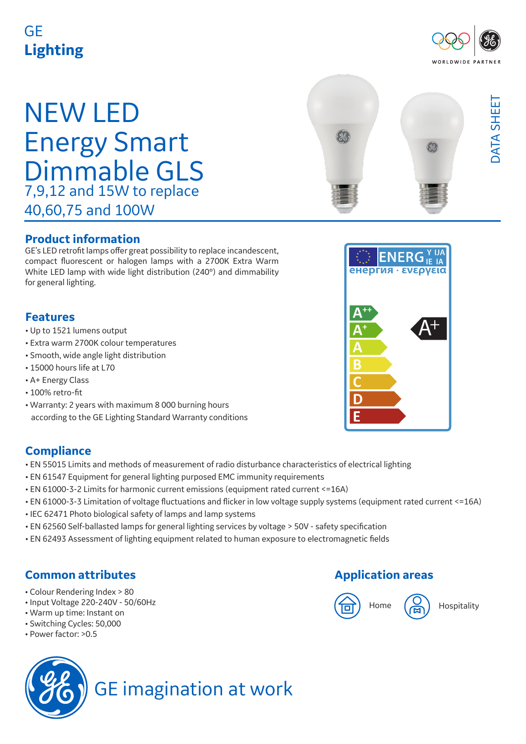GE
**Lighting**

DATA SHEET

# NEW LED Energy Smart Dimmable GLS

7,9,12 and 15W to replace 40,60,75 and 100W

## Product information

GE's LED retrofit lamps offer great possibility to replace incandescent, compact fluorescent or halogen lamps with a 2700K Extra Warm White LED lamp with wide light distribution (240°) and dimmability for general lighting.

## Features

- Up to 1521 lumens output
- Extra warm 2700K colour temperatures
- Smooth, wide angle light distribution
- 15000 hours life at L70
- A+ Energy Class
- 100% retro-fit
- Warranty: 2 years with maximum 8 000 burning hours according to the GE Lighting Standard Warranty conditions

ENERGY IJA IE IA
енергия · ενεργεια

A++
A+
A
B
C
D
E

A+

## Compliance

- EN 55015 Limits and methods of measurement of radio disturbance characteristics of electrical lighting
- EN 61547 Equipment for general lighting purposed EMC immunity requirements
- EN 61000-3-2 Limits for harmonic current emissions (equipment rated current <=16A)
- EN 61000-3-3 Limitation of voltage fluctuations and flicker in low voltage supply systems (equipment rated current <=16A)
- IEC 62471 Photo biological safety of lamps and lamp systems
- EN 62560 Self-ballasted lamps for general lighting services by voltage > 50V - safety specification
- EN 62493 Assessment of lighting equipment related to human exposure to electromagnetic fields

## Common attributes

- Colour Rendering Index > 80
- Input Voltage 220-240V - 50/60Hz
- Warm up time: Instant on
- Switching Cycles: 50,000
- Power factor: >0.5

## Application areas

Home

Hospitality

GE imagination at work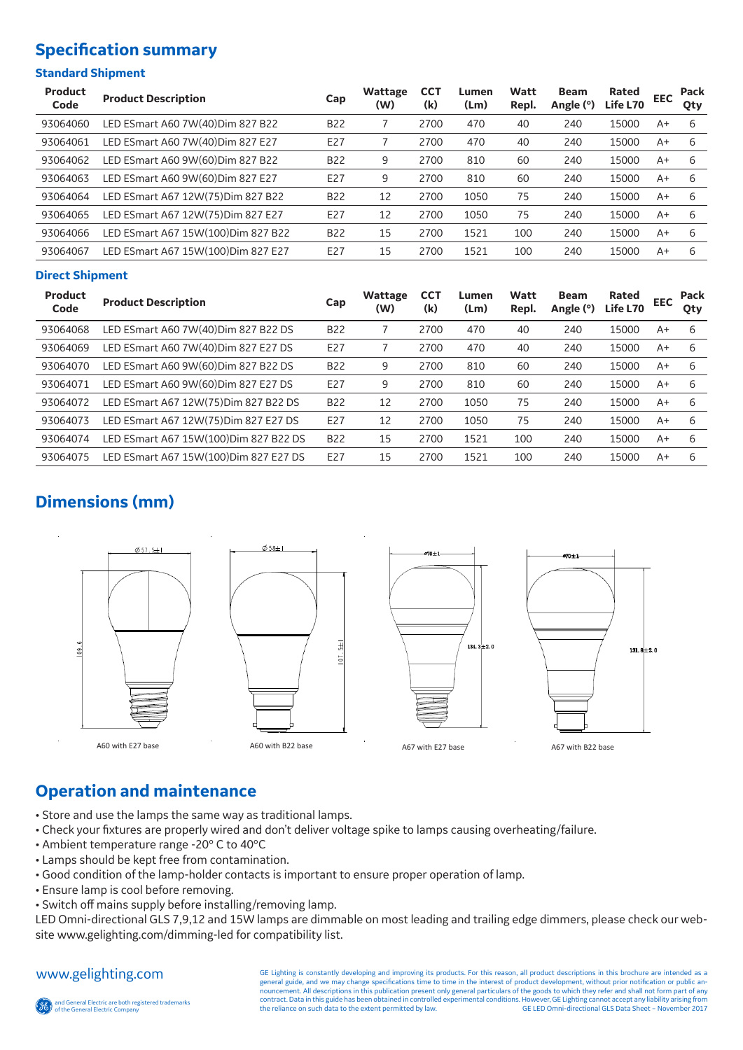## Specification summary

### Standard Shipment

| Product Code | Product Description | Cap | Wattage (W) | CCT (k) | Lumen (Lm) | Watt Repl. | Beam Angle (°) | Rated Life L70 | EEC | Pack Qty |
|---|---|---|---|---|---|---|---|---|---|---|
| 93064060 | LED ESmart A60 7W(40)Dim 827 B22 | B22 | 7 | 2700 | 470 | 40 | 240 | 15000 | A+ | 6 |
| 93064061 | LED ESmart A60 7W(40)Dim 827 E27 | E27 | 7 | 2700 | 470 | 40 | 240 | 15000 | A+ | 6 |
| 93064062 | LED ESmart A60 9W(60)Dim 827 B22 | B22 | 9 | 2700 | 810 | 60 | 240 | 15000 | A+ | 6 |
| 93064063 | LED ESmart A60 9W(60)Dim 827 E27 | E27 | 9 | 2700 | 810 | 60 | 240 | 15000 | A+ | 6 |
| 93064064 | LED ESmart A67 12W(75)Dim 827 B22 | B22 | 12 | 2700 | 1050 | 75 | 240 | 15000 | A+ | 6 |
| 93064065 | LED ESmart A67 12W(75)Dim 827 E27 | E27 | 12 | 2700 | 1050 | 75 | 240 | 15000 | A+ | 6 |
| 93064066 | LED ESmart A67 15W(100)Dim 827 B22 | B22 | 15 | 2700 | 1521 | 100 | 240 | 15000 | A+ | 6 |
| 93064067 | LED ESmart A67 15W(100)Dim 827 E27 | E27 | 15 | 2700 | 1521 | 100 | 240 | 15000 | A+ | 6 |

### Direct Shipment

| Product Code | Product Description | Cap | Wattage (W) | CCT (k) | Lumen (Lm) | Watt Repl. | Beam Angle (°) | Rated Life L70 | EEC | Pack Qty |
|---|---|---|---|---|---|---|---|---|---|---|
| 93064068 | LED ESmart A60 7W(40)Dim 827 B22 DS | B22 | 7 | 2700 | 470 | 40 | 240 | 15000 | A+ | 6 |
| 93064069 | LED ESmart A60 7W(40)Dim 827 E27 DS | E27 | 7 | 2700 | 470 | 40 | 240 | 15000 | A+ | 6 |
| 93064070 | LED ESmart A60 9W(60)Dim 827 B22 DS | B22 | 9 | 2700 | 810 | 60 | 240 | 15000 | A+ | 6 |
| 93064071 | LED ESmart A60 9W(60)Dim 827 E27 DS | E27 | 9 | 2700 | 810 | 60 | 240 | 15000 | A+ | 6 |
| 93064072 | LED ESmart A67 12W(75)Dim 827 B22 DS | B22 | 12 | 2700 | 1050 | 75 | 240 | 15000 | A+ | 6 |
| 93064073 | LED ESmart A67 12W(75)Dim 827 E27 DS | E27 | 12 | 2700 | 1050 | 75 | 240 | 15000 | A+ | 6 |
| 93064074 | LED ESmart A67 15W(100)Dim 827 B22 DS | B22 | 15 | 2700 | 1521 | 100 | 240 | 15000 | A+ | 6 |
| 93064075 | LED ESmart A67 15W(100)Dim 827 E27 DS | E27 | 15 | 2700 | 1521 | 100 | 240 | 15000 | A+ | 6 |

## Dimensions (mm)

Ø57.5±1

109.6

A60 with E27 base

Ø58±1

107.5±1

A60 with B22 base

Ø70±1

134.3±2.0

A67 with E27 base

Ø70±1

131.8±2.0

A67 with B22 base

## Operation and maintenance

- Store and use the lamps the same way as traditional lamps.
- Check your fixtures are properly wired and don't deliver voltage spike to lamps causing overheating/failure.
- Ambient temperature range -20° C to 40°C
- Lamps should be kept free from contamination.
- Good condition of the lamp-holder contacts is important to ensure proper operation of lamp.
- Ensure lamp is cool before removing.
- Switch off mains supply before installing/removing lamp.

LED Omni-directional GLS 7,9,12 and 15W lamps are dimmable on most leading and trailing edge dimmers, please check our website www.gelighting.com/dimming-led for compatibility list.

www.gelighting.com

and General Electric are both registered trademarks of the General Electric Company

GE Lighting is constantly developing and improving its products. For this reason, all product descriptions in this brochure are intended as a general guide, and we may change specifications time to time in the interest of product development, without prior notification or public announcement. All descriptions in this publication present only general particulars of the goods to which they refer and shall not form part of any contract. Data in this guide has been obtained in controlled experimental conditions. However, GE Lighting cannot accept any liability arising from the reliance on such data to the extent permitted by law.

GE LED Omni-directional GLS Data Sheet – November 2017